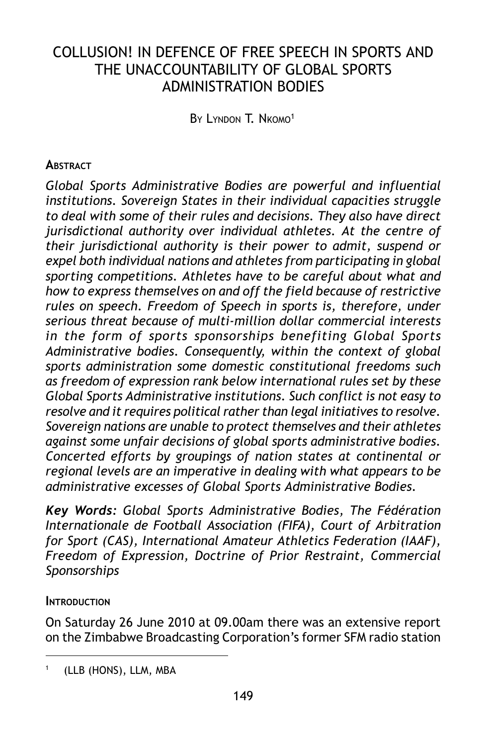# COLLUSION! IN DEFENCE OF FREE SPEECH IN SPORTS AND THE UNACCOUNTABILITY OF GLOBAL SPORTS ADMINISTRATION BODIES

By Lyndon T. Nkomo[1]

## Abstract

*Global Sports Administrative Bodies are powerful and influential institutions. Sovereign States in their individual capacities struggle to deal with some of their rules and decisions. They also have direct jurisdictional authority over individual athletes. At the centre of their jurisdictional authority is their power to admit, suspend or expel both individual nations and athletes from participating in global sporting competitions. Athletes have to be careful about what and how to express themselves on and off the field because of restrictive rules on speech. Freedom of Speech in sports is, therefore, under serious threat because of multi-million dollar commercial interests in the form of sports sponsorships benefiting Global Sports Administrative bodies. Consequently, within the context of global sports administration some domestic constitutional freedoms such as freedom of expression rank below international rules set by these Global Sports Administrative institutions. Such conflict is not easy to resolve and it requires political rather than legal initiatives to resolve. Sovereign nations are unable to protect themselves and their athletes against some unfair decisions of global sports administrative bodies. Concerted efforts by groupings of nation states at continental or regional levels are an imperative in dealing with what appears to be administrative excesses of Global Sports Administrative Bodies.*

***Key Words:*** *Global Sports Administrative Bodies, The Fédération Internationale de Football Association (FIFA), Court of Arbitration for Sport (CAS), International Amateur Athletics Federation (IAAF), Freedom of Expression, Doctrine of Prior Restraint, Commercial Sponsorships*

## Introduction

On Saturday 26 June 2010 at 09.00am there was an extensive report on the Zimbabwe Broadcasting Corporation's former SFM radio station

[1] (LLB (HONS), LLM, MBA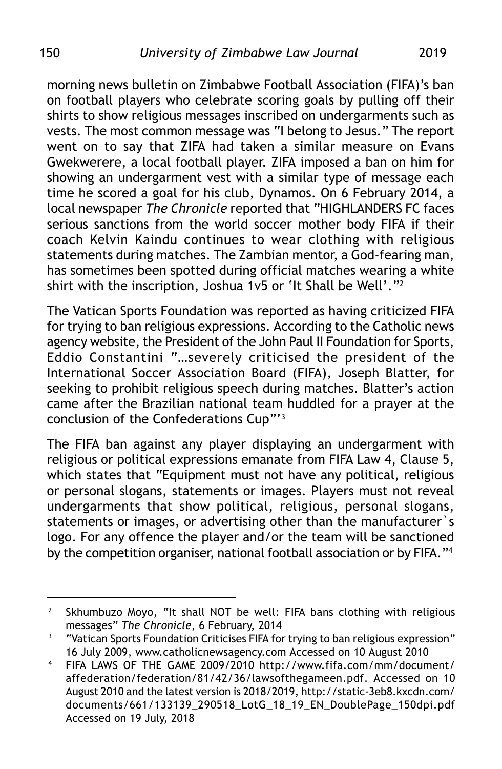morning news bulletin on Zimbabwe Football Association (FIFA)'s ban on football players who celebrate scoring goals by pulling off their shirts to show religious messages inscribed on undergarments such as vests. The most common message was "I belong to Jesus." The report went on to say that ZIFA had taken a similar measure on Evans Gwekwerere, a local football player. ZIFA imposed a ban on him for showing an undergarment vest with a similar type of message each time he scored a goal for his club, Dynamos. On 6 February 2014, a local newspaper *The Chronicle* reported that "HIGHLANDERS FC faces serious sanctions from the world soccer mother body FIFA if their coach Kelvin Kaindu continues to wear clothing with religious statements during matches. The Zambian mentor, a God-fearing man, has sometimes been spotted during official matches wearing a white shirt with the inscription, Joshua 1v5 or 'It Shall be Well'."[2]

The Vatican Sports Foundation was reported as having criticized FIFA for trying to ban religious expressions. According to the Catholic news agency website, the President of the John Paul II Foundation for Sports, Eddio Constantini "…severely criticised the president of the International Soccer Association Board (FIFA), Joseph Blatter, for seeking to prohibit religious speech during matches. Blatter's action came after the Brazilian national team huddled for a prayer at the conclusion of the Confederations Cup"'[3]

The FIFA ban against any player displaying an undergarment with religious or political expressions emanate from FIFA Law 4, Clause 5, which states that "Equipment must not have any political, religious or personal slogans, statements or images. Players must not reveal undergarments that show political, religious, personal slogans, statements or images, or advertising other than the manufacturer`s logo. For any offence the player and/or the team will be sanctioned by the competition organiser, national football association or by FIFA."[4]

---

[2] Skhumbuzo Moyo, "It shall NOT be well: FIFA bans clothing with religious messages" *The Chronicle*, 6 February, 2014

[3] "Vatican Sports Foundation Criticises FIFA for trying to ban religious expression" 16 July 2009, www.catholicnewsagency.com Accessed on 10 August 2010

[4] FIFA LAWS OF THE GAME 2009/2010 http://www.fifa.com/mm/document/affederation/federation/81/42/36/lawsofthegameen.pdf. Accessed on 10 August 2010 and the latest version is 2018/2019, http://static-3eb8.kxcdn.com/documents/661/133139_290518_LotG_18_19_EN_DoublePage_150dpi.pdf Accessed on 19 July, 2018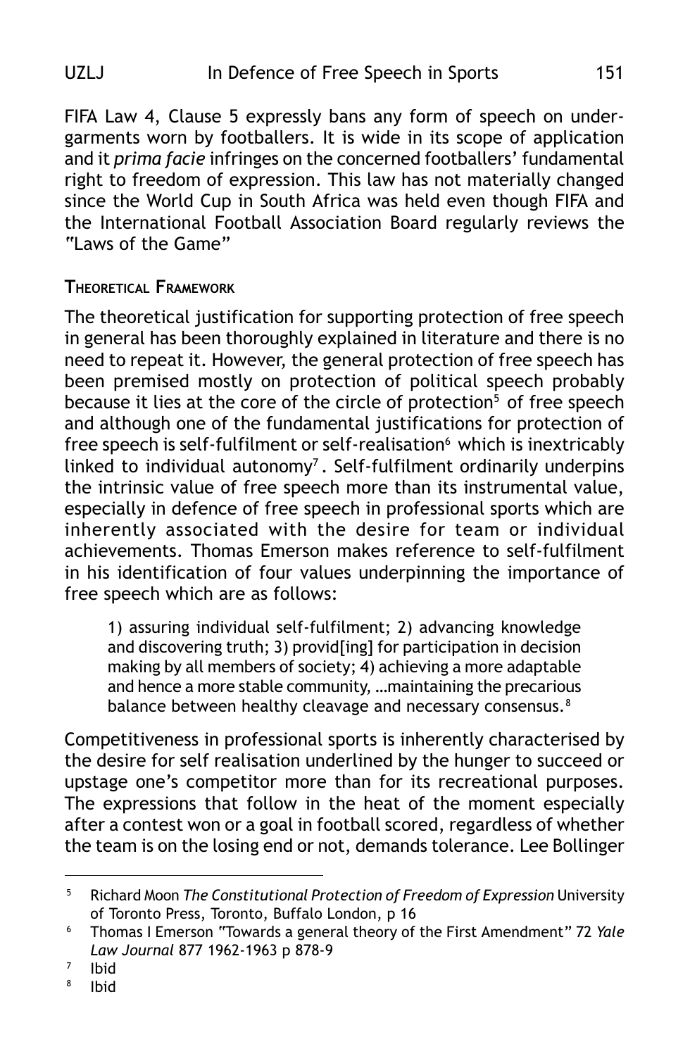FIFA Law 4, Clause 5 expressly bans any form of speech on undergarments worn by footballers. It is wide in its scope of application and it *prima facie* infringes on the concerned footballers' fundamental right to freedom of expression. This law has not materially changed since the World Cup in South Africa was held even though FIFA and the International Football Association Board regularly reviews the "Laws of the Game"

## Theoretical Framework

The theoretical justification for supporting protection of free speech in general has been thoroughly explained in literature and there is no need to repeat it. However, the general protection of free speech has been premised mostly on protection of political speech probably because it lies at the core of the circle of protection[5] of free speech and although one of the fundamental justifications for protection of free speech is self-fulfilment or self-realisation[6] which is inextricably linked to individual autonomy[7]. Self-fulfilment ordinarily underpins the intrinsic value of free speech more than its instrumental value, especially in defence of free speech in professional sports which are inherently associated with the desire for team or individual achievements. Thomas Emerson makes reference to self-fulfilment in his identification of four values underpinning the importance of free speech which are as follows:

> 1) assuring individual self-fulfilment; 2) advancing knowledge and discovering truth; 3) provid[ing] for participation in decision making by all members of society; 4) achieving a more adaptable and hence a more stable community, …maintaining the precarious balance between healthy cleavage and necessary consensus.[8]

Competitiveness in professional sports is inherently characterised by the desire for self realisation underlined by the hunger to succeed or upstage one's competitor more than for its recreational purposes. The expressions that follow in the heat of the moment especially after a contest won or a goal in football scored, regardless of whether the team is on the losing end or not, demands tolerance. Lee Bollinger

---

[5] Richard Moon *The Constitutional Protection of Freedom of Expression* University of Toronto Press, Toronto, Buffalo London, p 16

[6] Thomas I Emerson "Towards a general theory of the First Amendment" 72 *Yale Law Journal* 877 1962-1963 p 878-9

[7] Ibid

[8] Ibid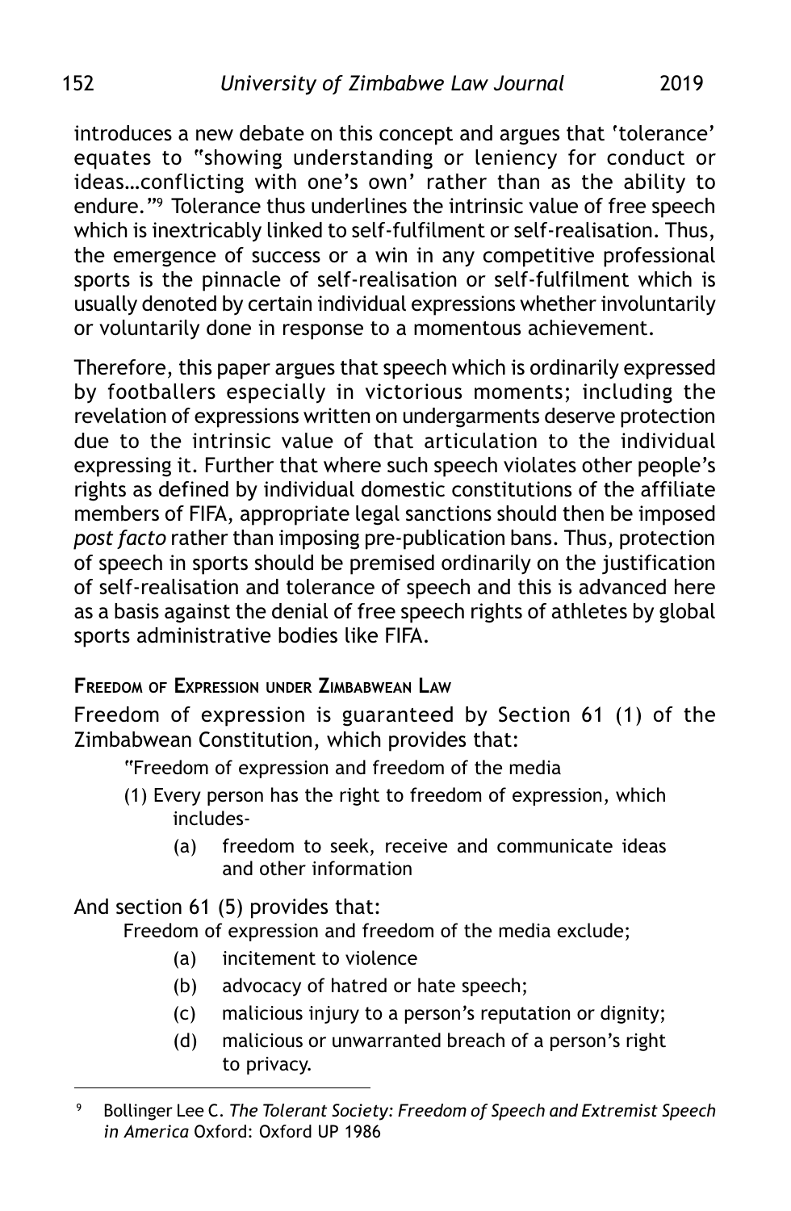introduces a new debate on this concept and argues that 'tolerance' equates to "showing understanding or leniency for conduct or ideas…conflicting with one's own' rather than as the ability to endure."[9] Tolerance thus underlines the intrinsic value of free speech which is inextricably linked to self-fulfilment or self-realisation. Thus, the emergence of success or a win in any competitive professional sports is the pinnacle of self-realisation or self-fulfilment which is usually denoted by certain individual expressions whether involuntarily or voluntarily done in response to a momentous achievement.

Therefore, this paper argues that speech which is ordinarily expressed by footballers especially in victorious moments; including the revelation of expressions written on undergarments deserve protection due to the intrinsic value of that articulation to the individual expressing it. Further that where such speech violates other people's rights as defined by individual domestic constitutions of the affiliate members of FIFA, appropriate legal sanctions should then be imposed *post facto* rather than imposing pre-publication bans. Thus, protection of speech in sports should be premised ordinarily on the justification of self-realisation and tolerance of speech and this is advanced here as a basis against the denial of free speech rights of athletes by global sports administrative bodies like FIFA.

## Freedom of Expression under Zimbabwean Law

Freedom of expression is guaranteed by Section 61 (1) of the Zimbabwean Constitution, which provides that:

> "Freedom of expression and freedom of the media
>
> (1) Every person has the right to freedom of expression, which includes-
>
> (a) freedom to seek, receive and communicate ideas and other information

And section 61 (5) provides that:

> Freedom of expression and freedom of the media exclude;
>
> (a) incitement to violence
>
> (b) advocacy of hatred or hate speech;
>
> (c) malicious injury to a person's reputation or dignity;
>
> (d) malicious or unwarranted breach of a person's right to privacy.

---

[9] Bollinger Lee C. *The Tolerant Society: Freedom of Speech and Extremist Speech in America* Oxford: Oxford UP 1986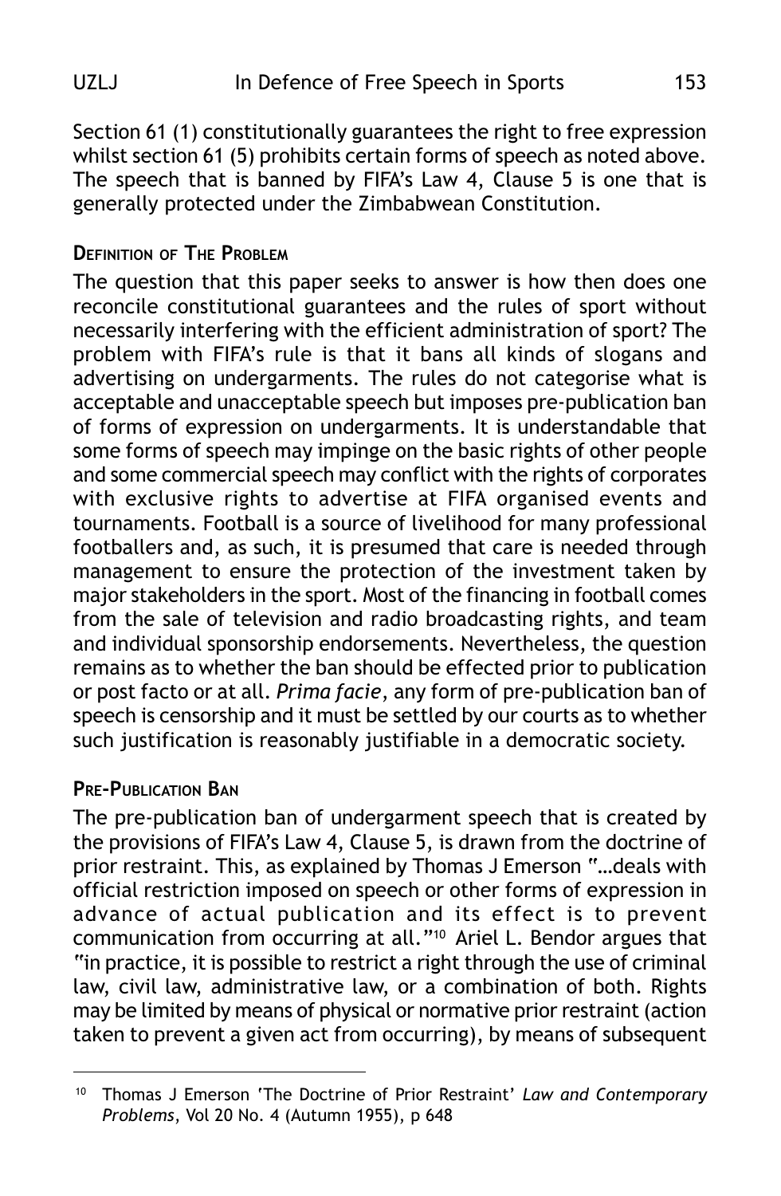Section 61 (1) constitutionally guarantees the right to free expression whilst section 61 (5) prohibits certain forms of speech as noted above. The speech that is banned by FIFA's Law 4, Clause 5 is one that is generally protected under the Zimbabwean Constitution.

## Definition of The Problem

The question that this paper seeks to answer is how then does one reconcile constitutional guarantees and the rules of sport without necessarily interfering with the efficient administration of sport? The problem with FIFA's rule is that it bans all kinds of slogans and advertising on undergarments. The rules do not categorise what is acceptable and unacceptable speech but imposes pre-publication ban of forms of expression on undergarments. It is understandable that some forms of speech may impinge on the basic rights of other people and some commercial speech may conflict with the rights of corporates with exclusive rights to advertise at FIFA organised events and tournaments. Football is a source of livelihood for many professional footballers and, as such, it is presumed that care is needed through management to ensure the protection of the investment taken by major stakeholders in the sport. Most of the financing in football comes from the sale of television and radio broadcasting rights, and team and individual sponsorship endorsements. Nevertheless, the question remains as to whether the ban should be effected prior to publication or post facto or at all. *Prima facie*, any form of pre-publication ban of speech is censorship and it must be settled by our courts as to whether such justification is reasonably justifiable in a democratic society.

## Pre-Publication Ban

The pre-publication ban of undergarment speech that is created by the provisions of FIFA's Law 4, Clause 5, is drawn from the doctrine of prior restraint. This, as explained by Thomas J Emerson "…deals with official restriction imposed on speech or other forms of expression in advance of actual publication and its effect is to prevent communication from occurring at all."[10] Ariel L. Bendor argues that "in practice, it is possible to restrict a right through the use of criminal law, civil law, administrative law, or a combination of both. Rights may be limited by means of physical or normative prior restraint (action taken to prevent a given act from occurring), by means of subsequent

---

[10] Thomas J Emerson 'The Doctrine of Prior Restraint' *Law and Contemporary Problems*, Vol 20 No. 4 (Autumn 1955), p 648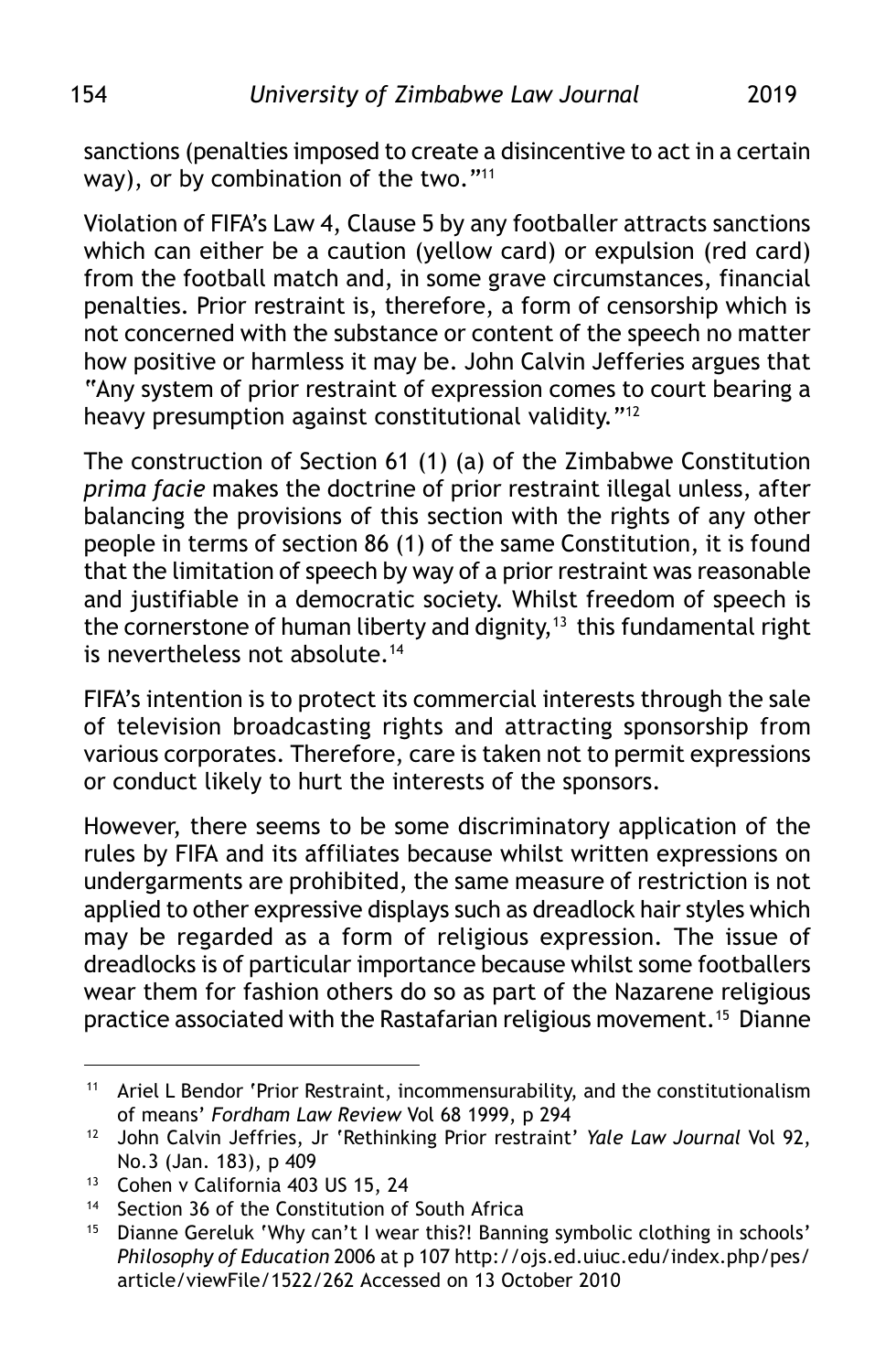sanctions (penalties imposed to create a disincentive to act in a certain way), or by combination of the two."[11]

Violation of FIFA's Law 4, Clause 5 by any footballer attracts sanctions which can either be a caution (yellow card) or expulsion (red card) from the football match and, in some grave circumstances, financial penalties. Prior restraint is, therefore, a form of censorship which is not concerned with the substance or content of the speech no matter how positive or harmless it may be. John Calvin Jefferies argues that "Any system of prior restraint of expression comes to court bearing a heavy presumption against constitutional validity."[12]

The construction of Section 61 (1) (a) of the Zimbabwe Constitution *prima facie* makes the doctrine of prior restraint illegal unless, after balancing the provisions of this section with the rights of any other people in terms of section 86 (1) of the same Constitution, it is found that the limitation of speech by way of a prior restraint was reasonable and justifiable in a democratic society. Whilst freedom of speech is the cornerstone of human liberty and dignity,[13] this fundamental right is nevertheless not absolute.[14]

FIFA's intention is to protect its commercial interests through the sale of television broadcasting rights and attracting sponsorship from various corporates. Therefore, care is taken not to permit expressions or conduct likely to hurt the interests of the sponsors.

However, there seems to be some discriminatory application of the rules by FIFA and its affiliates because whilst written expressions on undergarments are prohibited, the same measure of restriction is not applied to other expressive displays such as dreadlock hair styles which may be regarded as a form of religious expression. The issue of dreadlocks is of particular importance because whilst some footballers wear them for fashion others do so as part of the Nazarene religious practice associated with the Rastafarian religious movement.[15] Dianne

---

[11] Ariel L Bendor 'Prior Restraint, incommensurability, and the constitutionalism of means' *Fordham Law Review* Vol 68 1999, p 294

[12] John Calvin Jeffries, Jr 'Rethinking Prior restraint' *Yale Law Journal* Vol 92, No.3 (Jan. 183), p 409

[13] Cohen v California 403 US 15, 24

[14] Section 36 of the Constitution of South Africa

[15] Dianne Gereluk 'Why can't I wear this?! Banning symbolic clothing in schools' *Philosophy of Education* 2006 at p 107 http://ojs.ed.uiuc.edu/index.php/pes/article/viewFile/1522/262 Accessed on 13 October 2010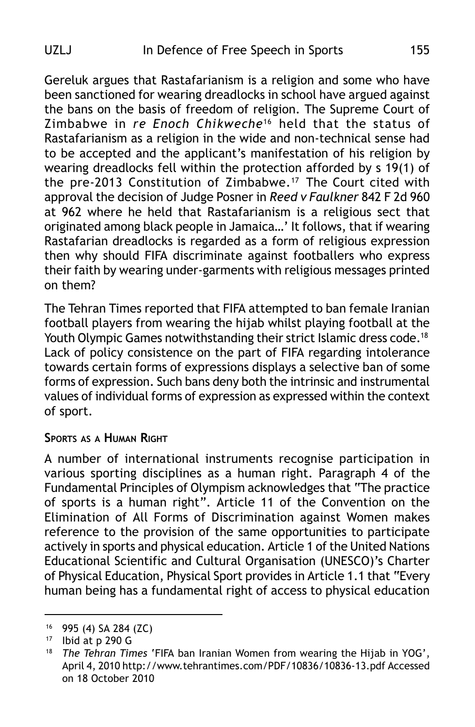Gereluk argues that Rastafarianism is a religion and some who have been sanctioned for wearing dreadlocks in school have argued against the bans on the basis of freedom of religion. The Supreme Court of Zimbabwe in *re Enoch Chikweche*[16] held that the status of Rastafarianism as a religion in the wide and non-technical sense had to be accepted and the applicant's manifestation of his religion by wearing dreadlocks fell within the protection afforded by s 19(1) of the pre-2013 Constitution of Zimbabwe.[17] The Court cited with approval the decision of Judge Posner in *Reed v Faulkner* 842 F 2d 960 at 962 where he held that Rastafarianism is a religious sect that originated among black people in Jamaica…' It follows, that if wearing Rastafarian dreadlocks is regarded as a form of religious expression then why should FIFA discriminate against footballers who express their faith by wearing under-garments with religious messages printed on them?

The Tehran Times reported that FIFA attempted to ban female Iranian football players from wearing the hijab whilst playing football at the Youth Olympic Games notwithstanding their strict Islamic dress code.[18] Lack of policy consistence on the part of FIFA regarding intolerance towards certain forms of expressions displays a selective ban of some forms of expression. Such bans deny both the intrinsic and instrumental values of individual forms of expression as expressed within the context of sport.

## Sports as a Human Right

A number of international instruments recognise participation in various sporting disciplines as a human right. Paragraph 4 of the Fundamental Principles of Olympism acknowledges that "The practice of sports is a human right". Article 11 of the Convention on the Elimination of All Forms of Discrimination against Women makes reference to the provision of the same opportunities to participate actively in sports and physical education. Article 1 of the United Nations Educational Scientific and Cultural Organisation (UNESCO)'s Charter of Physical Education, Physical Sport provides in Article 1.1 that "Every human being has a fundamental right of access to physical education

---

[16] 995 (4) SA 284 (ZC)

[17] Ibid at p 290 G

[18] *The Tehran Times* 'FIFA ban Iranian Women from wearing the Hijab in YOG', April 4, 2010 http://www.tehrantimes.com/PDF/10836/10836-13.pdf Accessed on 18 October 2010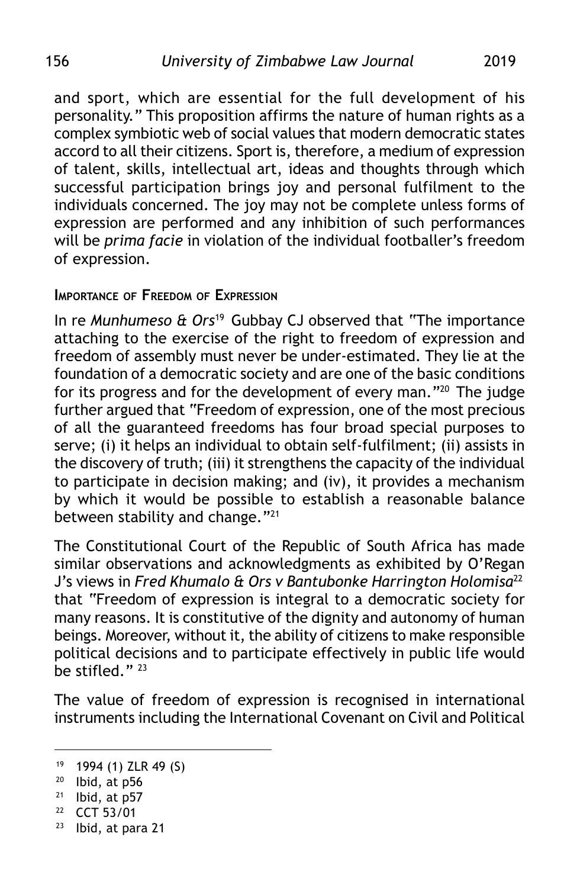and sport, which are essential for the full development of his personality." This proposition affirms the nature of human rights as a complex symbiotic web of social values that modern democratic states accord to all their citizens. Sport is, therefore, a medium of expression of talent, skills, intellectual art, ideas and thoughts through which successful participation brings joy and personal fulfilment to the individuals concerned. The joy may not be complete unless forms of expression are performed and any inhibition of such performances will be *prima facie* in violation of the individual footballer's freedom of expression.

#### Importance of Freedom of Expression

In re *Munhumeso & Ors*[19] Gubbay CJ observed that "The importance attaching to the exercise of the right to freedom of expression and freedom of assembly must never be under-estimated. They lie at the foundation of a democratic society and are one of the basic conditions for its progress and for the development of every man."[20] The judge further argued that "Freedom of expression, one of the most precious of all the guaranteed freedoms has four broad special purposes to serve; (i) it helps an individual to obtain self-fulfilment; (ii) assists in the discovery of truth; (iii) it strengthens the capacity of the individual to participate in decision making; and (iv), it provides a mechanism by which it would be possible to establish a reasonable balance between stability and change."[21]

The Constitutional Court of the Republic of South Africa has made similar observations and acknowledgments as exhibited by O'Regan J's views in *Fred Khumalo & Ors v Bantubonke Harrington Holomisa*[22] that "Freedom of expression is integral to a democratic society for many reasons. It is constitutive of the dignity and autonomy of human beings. Moreover, without it, the ability of citizens to make responsible political decisions and to participate effectively in public life would be stifled." [23]

The value of freedom of expression is recognised in international instruments including the International Covenant on Civil and Political

---

[19] 1994 (1) ZLR 49 (S)

[20] Ibid, at p56

[21] Ibid, at p57

[22] CCT 53/01

[23] Ibid, at para 21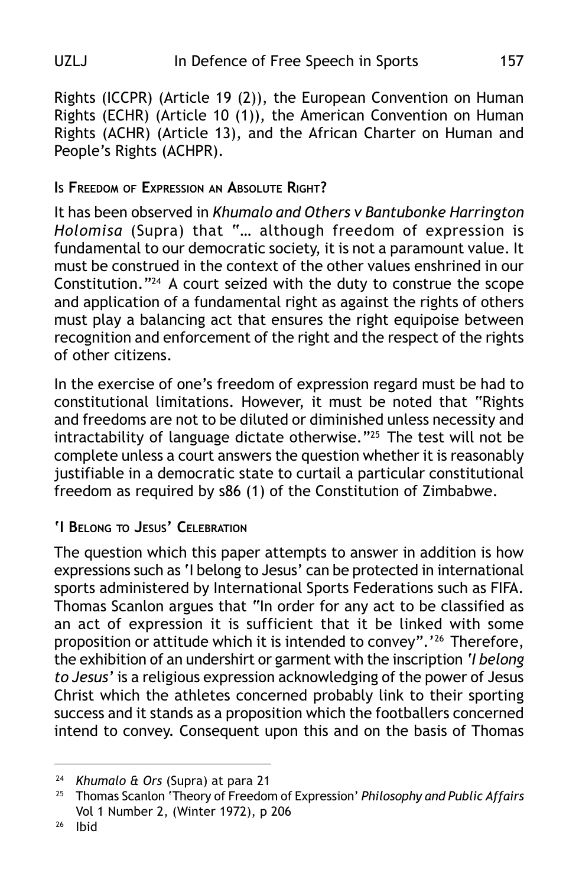Rights (ICCPR) (Article 19 (2)), the European Convention on Human Rights (ECHR) (Article 10 (1)), the American Convention on Human Rights (ACHR) (Article 13), and the African Charter on Human and People's Rights (ACHPR).

### Is Freedom of Expression an Absolute Right?

It has been observed in *Khumalo and Others v Bantubonke Harrington Holomisa* (Supra) that "… although freedom of expression is fundamental to our democratic society, it is not a paramount value. It must be construed in the context of the other values enshrined in our Constitution."[24] A court seized with the duty to construe the scope and application of a fundamental right as against the rights of others must play a balancing act that ensures the right equipoise between recognition and enforcement of the right and the respect of the rights of other citizens.

In the exercise of one's freedom of expression regard must be had to constitutional limitations. However, it must be noted that "Rights and freedoms are not to be diluted or diminished unless necessity and intractability of language dictate otherwise."[25] The test will not be complete unless a court answers the question whether it is reasonably justifiable in a democratic state to curtail a particular constitutional freedom as required by s86 (1) of the Constitution of Zimbabwe.

### 'I Belong to Jesus' Celebration

The question which this paper attempts to answer in addition is how expressions such as 'I belong to Jesus' can be protected in international sports administered by International Sports Federations such as FIFA. Thomas Scanlon argues that "In order for any act to be classified as an act of expression it is sufficient that it be linked with some proposition or attitude which it is intended to convey".'[26] Therefore, the exhibition of an undershirt or garment with the inscription *'I belong to Jesus'* is a religious expression acknowledging of the power of Jesus Christ which the athletes concerned probably link to their sporting success and it stands as a proposition which the footballers concerned intend to convey. Consequent upon this and on the basis of Thomas

---

[24] *Khumalo & Ors* (Supra) at para 21

[25] Thomas Scanlon 'Theory of Freedom of Expression' *Philosophy and Public Affairs* Vol 1 Number 2, (Winter 1972), p 206

[26] Ibid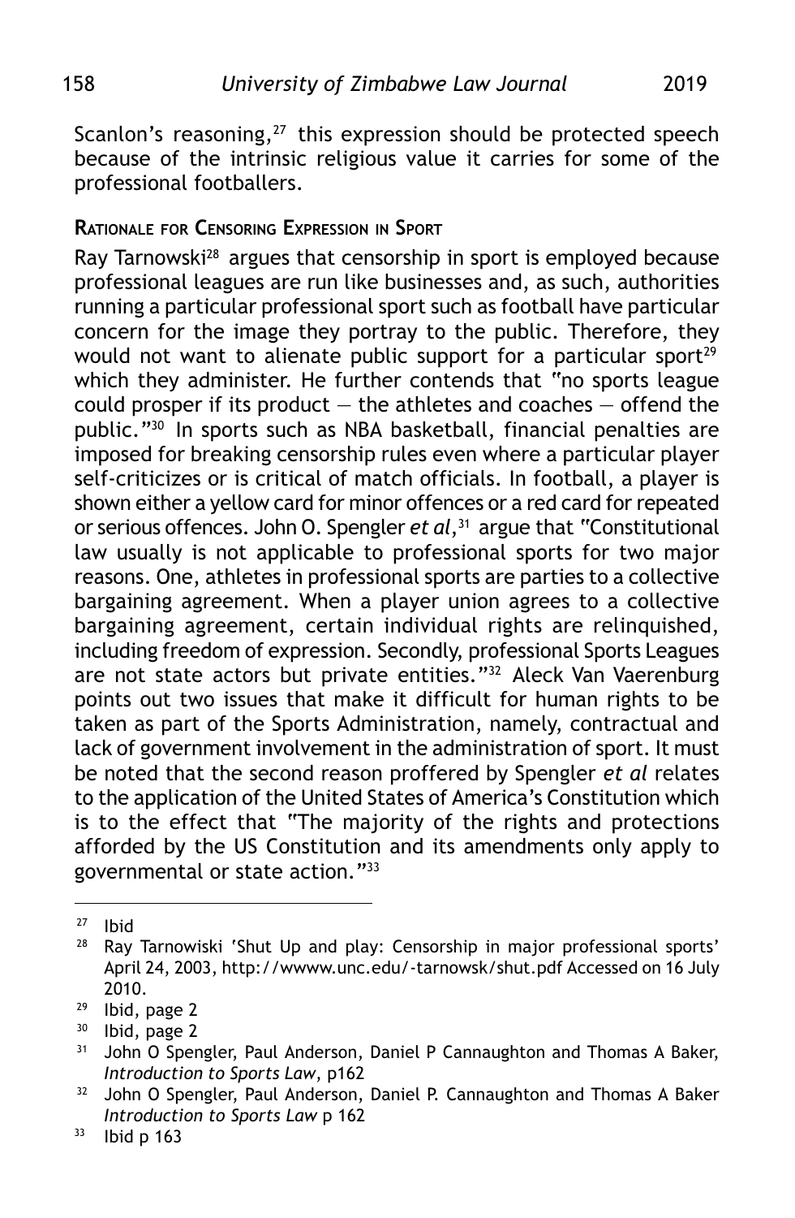Scanlon's reasoning,[27] this expression should be protected speech because of the intrinsic religious value it carries for some of the professional footballers.

## RATIONALE FOR CENSORING EXPRESSION IN SPORT

Ray Tarnowski[28] argues that censorship in sport is employed because professional leagues are run like businesses and, as such, authorities running a particular professional sport such as football have particular concern for the image they portray to the public. Therefore, they would not want to alienate public support for a particular sport[29] which they administer. He further contends that "no sports league could prosper if its product — the athletes and coaches — offend the public."[30] In sports such as NBA basketball, financial penalties are imposed for breaking censorship rules even where a particular player self-criticizes or is critical of match officials. In football, a player is shown either a yellow card for minor offences or a red card for repeated or serious offences. John O. Spengler *et al*,[31] argue that "Constitutional law usually is not applicable to professional sports for two major reasons. One, athletes in professional sports are parties to a collective bargaining agreement. When a player union agrees to a collective bargaining agreement, certain individual rights are relinquished, including freedom of expression. Secondly, professional Sports Leagues are not state actors but private entities."[32] Aleck Van Vaerenburg points out two issues that make it difficult for human rights to be taken as part of the Sports Administration, namely, contractual and lack of government involvement in the administration of sport. It must be noted that the second reason proffered by Spengler *et al* relates to the application of the United States of America's Constitution which is to the effect that "The majority of the rights and protections afforded by the US Constitution and its amendments only apply to governmental or state action."[33]

---

[27] Ibid

[28] Ray Tarnowiski 'Shut Up and play: Censorship in major professional sports' April 24, 2003, http://wwww.unc.edu/-tarnowsk/shut.pdf Accessed on 16 July 2010.

[29] Ibid, page 2

[30] Ibid, page 2

[31] John O Spengler, Paul Anderson, Daniel P Cannaughton and Thomas A Baker, *Introduction to Sports Law*, p162

[32] John O Spengler, Paul Anderson, Daniel P. Cannaughton and Thomas A Baker *Introduction to Sports Law* p 162

[33] Ibid p 163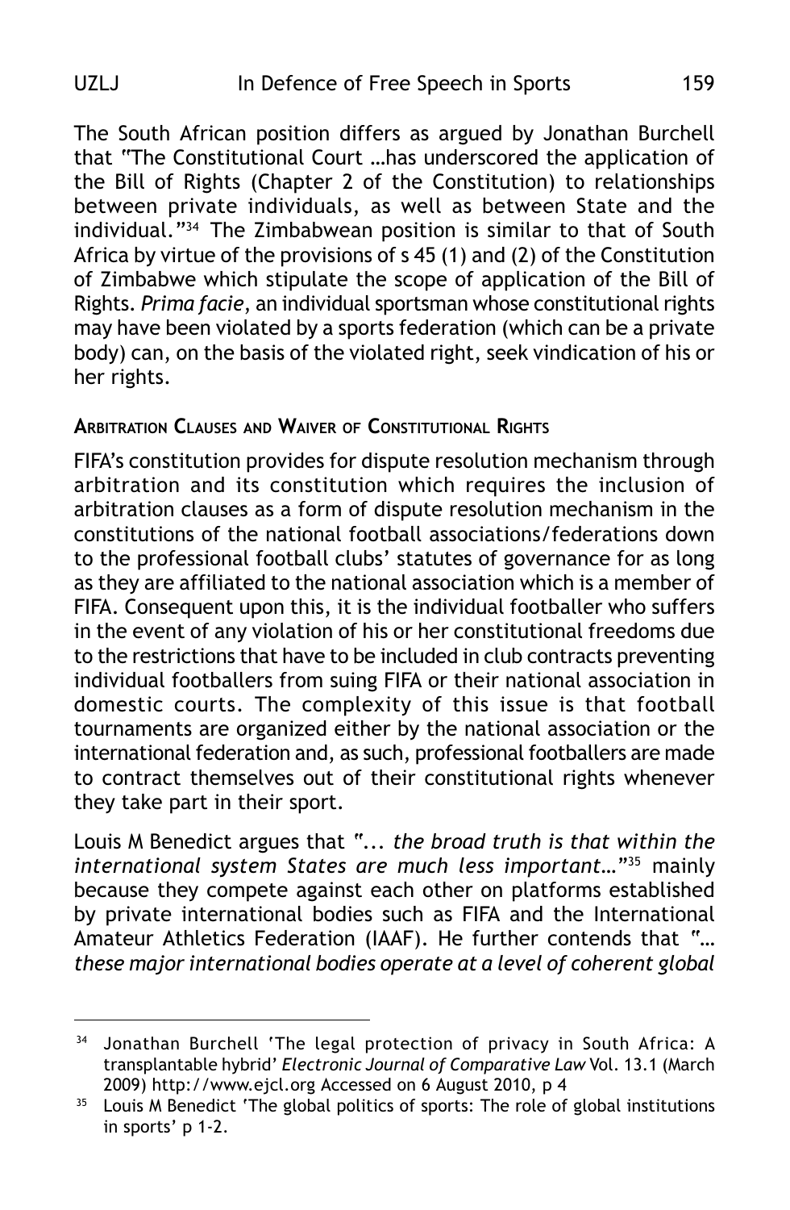The South African position differs as argued by Jonathan Burchell that "The Constitutional Court …has underscored the application of the Bill of Rights (Chapter 2 of the Constitution) to relationships between private individuals, as well as between State and the individual."[34] The Zimbabwean position is similar to that of South Africa by virtue of the provisions of s 45 (1) and (2) of the Constitution of Zimbabwe which stipulate the scope of application of the Bill of Rights. *Prima facie*, an individual sportsman whose constitutional rights may have been violated by a sports federation (which can be a private body) can, on the basis of the violated right, seek vindication of his or her rights.

## Arbitration Clauses and Waiver of Constitutional Rights

FIFA's constitution provides for dispute resolution mechanism through arbitration and its constitution which requires the inclusion of arbitration clauses as a form of dispute resolution mechanism in the constitutions of the national football associations/federations down to the professional football clubs' statutes of governance for as long as they are affiliated to the national association which is a member of FIFA. Consequent upon this, it is the individual footballer who suffers in the event of any violation of his or her constitutional freedoms due to the restrictions that have to be included in club contracts preventing individual footballers from suing FIFA or their national association in domestic courts. The complexity of this issue is that football tournaments are organized either by the national association or the international federation and, as such, professional footballers are made to contract themselves out of their constitutional rights whenever they take part in their sport.

Louis M Benedict argues that "... *the broad truth is that within the international system States are much less important…*"[35] mainly because they compete against each other on platforms established by private international bodies such as FIFA and the International Amateur Athletics Federation (IAAF). He further contends that "… *these major international bodies operate at a level of coherent global*

---

[34] Jonathan Burchell 'The legal protection of privacy in South Africa: A transplantable hybrid' *Electronic Journal of Comparative Law* Vol. 13.1 (March 2009) http://www.ejcl.org Accessed on 6 August 2010, p 4

[35] Louis M Benedict 'The global politics of sports: The role of global institutions in sports' p 1-2.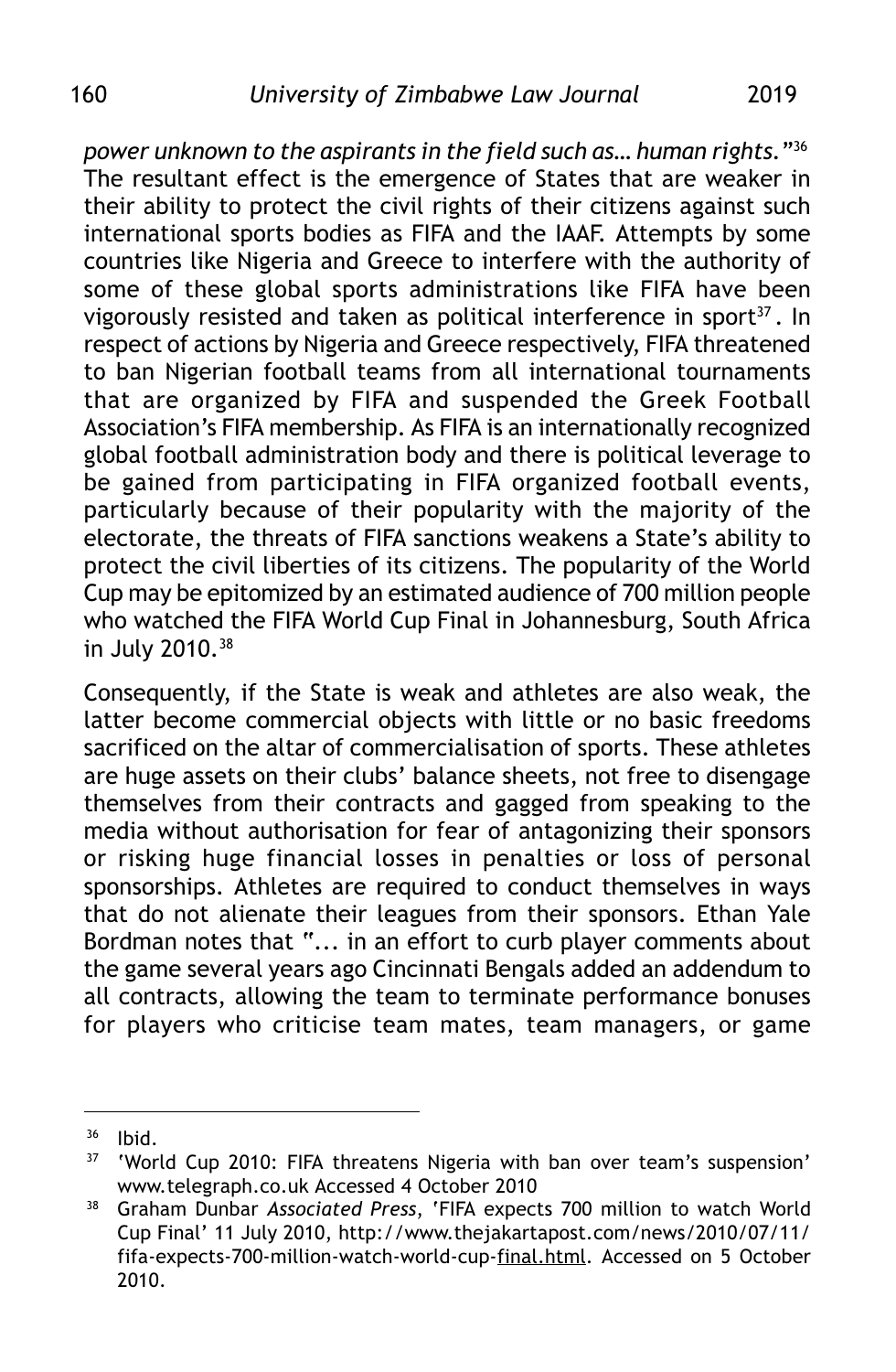*power unknown to the aspirants in the field such as… human rights."*[36] The resultant effect is the emergence of States that are weaker in their ability to protect the civil rights of their citizens against such international sports bodies as FIFA and the IAAF. Attempts by some countries like Nigeria and Greece to interfere with the authority of some of these global sports administrations like FIFA have been vigorously resisted and taken as political interference in sport[37]. In respect of actions by Nigeria and Greece respectively, FIFA threatened to ban Nigerian football teams from all international tournaments that are organized by FIFA and suspended the Greek Football Association's FIFA membership. As FIFA is an internationally recognized global football administration body and there is political leverage to be gained from participating in FIFA organized football events, particularly because of their popularity with the majority of the electorate, the threats of FIFA sanctions weakens a State's ability to protect the civil liberties of its citizens. The popularity of the World Cup may be epitomized by an estimated audience of 700 million people who watched the FIFA World Cup Final in Johannesburg, South Africa in July 2010.[38]

Consequently, if the State is weak and athletes are also weak, the latter become commercial objects with little or no basic freedoms sacrificed on the altar of commercialisation of sports. These athletes are huge assets on their clubs' balance sheets, not free to disengage themselves from their contracts and gagged from speaking to the media without authorisation for fear of antagonizing their sponsors or risking huge financial losses in penalties or loss of personal sponsorships. Athletes are required to conduct themselves in ways that do not alienate their leagues from their sponsors. Ethan Yale Bordman notes that "... in an effort to curb player comments about the game several years ago Cincinnati Bengals added an addendum to all contracts, allowing the team to terminate performance bonuses for players who criticise team mates, team managers, or game

---

[36] Ibid.

[37] 'World Cup 2010: FIFA threatens Nigeria with ban over team's suspension' www.telegraph.co.uk Accessed 4 October 2010

[38] Graham Dunbar *Associated Press*, 'FIFA expects 700 million to watch World Cup Final' 11 July 2010, http://www.thejakartapost.com/news/2010/07/11/fifa-expects-700-million-watch-world-cup-final.html. Accessed on 5 October 2010.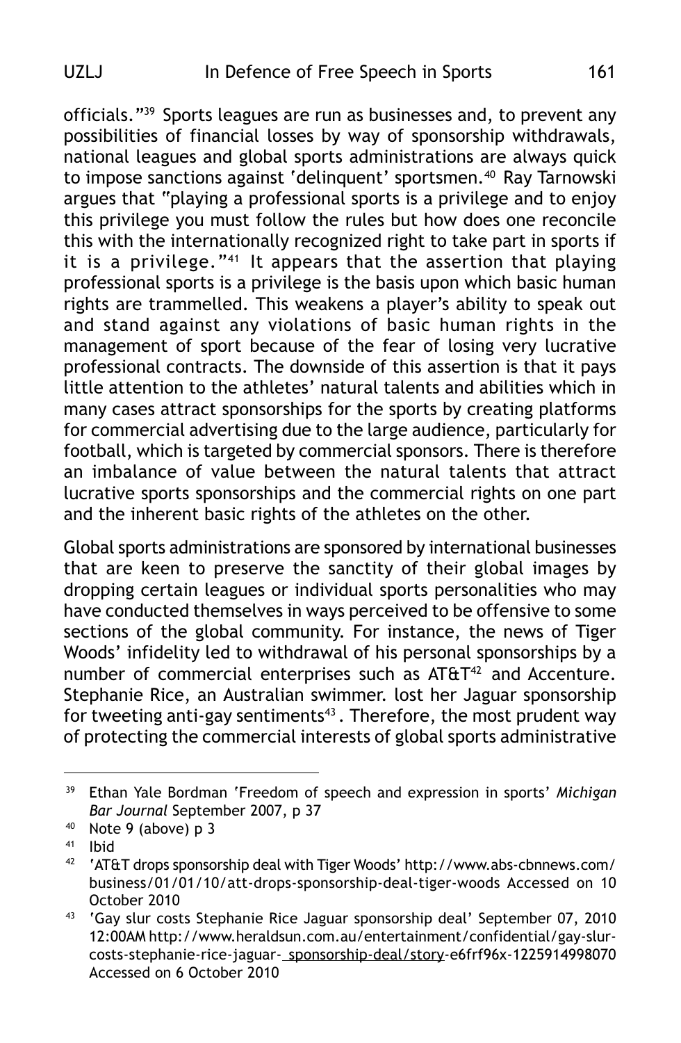officials."[39] Sports leagues are run as businesses and, to prevent any possibilities of financial losses by way of sponsorship withdrawals, national leagues and global sports administrations are always quick to impose sanctions against 'delinquent' sportsmen.[40] Ray Tarnowski argues that "playing a professional sports is a privilege and to enjoy this privilege you must follow the rules but how does one reconcile this with the internationally recognized right to take part in sports if it is a privilege."[41] It appears that the assertion that playing professional sports is a privilege is the basis upon which basic human rights are trammelled. This weakens a player's ability to speak out and stand against any violations of basic human rights in the management of sport because of the fear of losing very lucrative professional contracts. The downside of this assertion is that it pays little attention to the athletes' natural talents and abilities which in many cases attract sponsorships for the sports by creating platforms for commercial advertising due to the large audience, particularly for football, which is targeted by commercial sponsors. There is therefore an imbalance of value between the natural talents that attract lucrative sports sponsorships and the commercial rights on one part and the inherent basic rights of the athletes on the other.

Global sports administrations are sponsored by international businesses that are keen to preserve the sanctity of their global images by dropping certain leagues or individual sports personalities who may have conducted themselves in ways perceived to be offensive to some sections of the global community. For instance, the news of Tiger Woods' infidelity led to withdrawal of his personal sponsorships by a number of commercial enterprises such as AT&T[42] and Accenture. Stephanie Rice, an Australian swimmer. lost her Jaguar sponsorship for tweeting anti-gay sentiments[43]. Therefore, the most prudent way of protecting the commercial interests of global sports administrative

---

[39] Ethan Yale Bordman 'Freedom of speech and expression in sports' *Michigan Bar Journal* September 2007, p 37

[40] Note 9 (above) p 3

[41] Ibid

[42] 'AT&T drops sponsorship deal with Tiger Woods' http://www.abs-cbnnews.com/business/01/01/10/att-drops-sponsorship-deal-tiger-woods Accessed on 10 October 2010

[43] 'Gay slur costs Stephanie Rice Jaguar sponsorship deal' September 07, 2010 12:00AM http://www.heraldsun.com.au/entertainment/confidential/gay-slur-costs-stephanie-rice-jaguar-_sponsorship-deal/story-e6frf96x-1225914998070 Accessed on 6 October 2010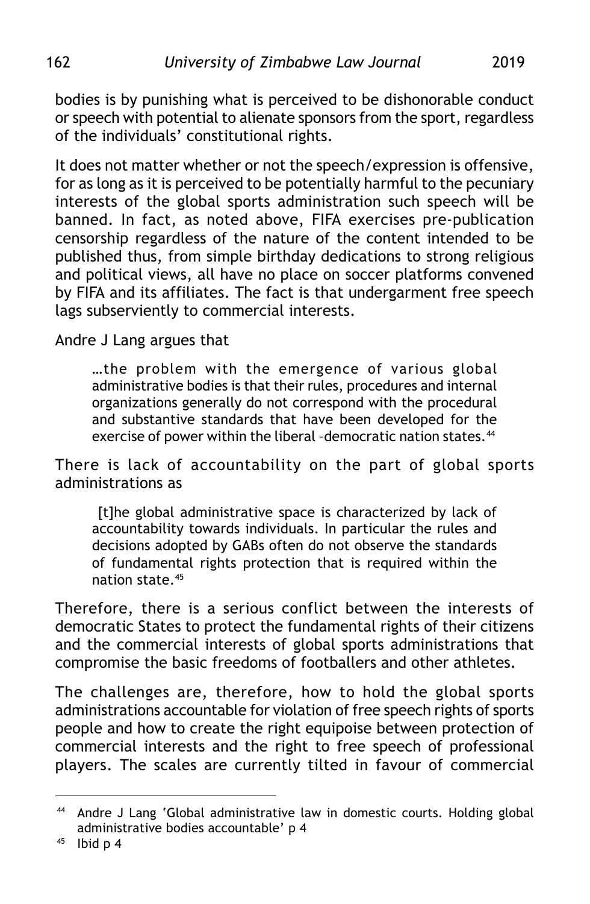bodies is by punishing what is perceived to be dishonorable conduct or speech with potential to alienate sponsors from the sport, regardless of the individuals' constitutional rights.

It does not matter whether or not the speech/expression is offensive, for as long as it is perceived to be potentially harmful to the pecuniary interests of the global sports administration such speech will be banned. In fact, as noted above, FIFA exercises pre-publication censorship regardless of the nature of the content intended to be published thus, from simple birthday dedications to strong religious and political views, all have no place on soccer platforms convened by FIFA and its affiliates. The fact is that undergarment free speech lags subserviently to commercial interests.

Andre J Lang argues that

> …the problem with the emergence of various global administrative bodies is that their rules, procedures and internal organizations generally do not correspond with the procedural and substantive standards that have been developed for the exercise of power within the liberal –democratic nation states.[44]

There is lack of accountability on the part of global sports administrations as

> [t]he global administrative space is characterized by lack of accountability towards individuals. In particular the rules and decisions adopted by GABs often do not observe the standards of fundamental rights protection that is required within the nation state.[45]

Therefore, there is a serious conflict between the interests of democratic States to protect the fundamental rights of their citizens and the commercial interests of global sports administrations that compromise the basic freedoms of footballers and other athletes.

The challenges are, therefore, how to hold the global sports administrations accountable for violation of free speech rights of sports people and how to create the right equipoise between protection of commercial interests and the right to free speech of professional players. The scales are currently tilted in favour of commercial

---

[44] Andre J Lang 'Global administrative law in domestic courts. Holding global administrative bodies accountable' p 4

[45] Ibid p 4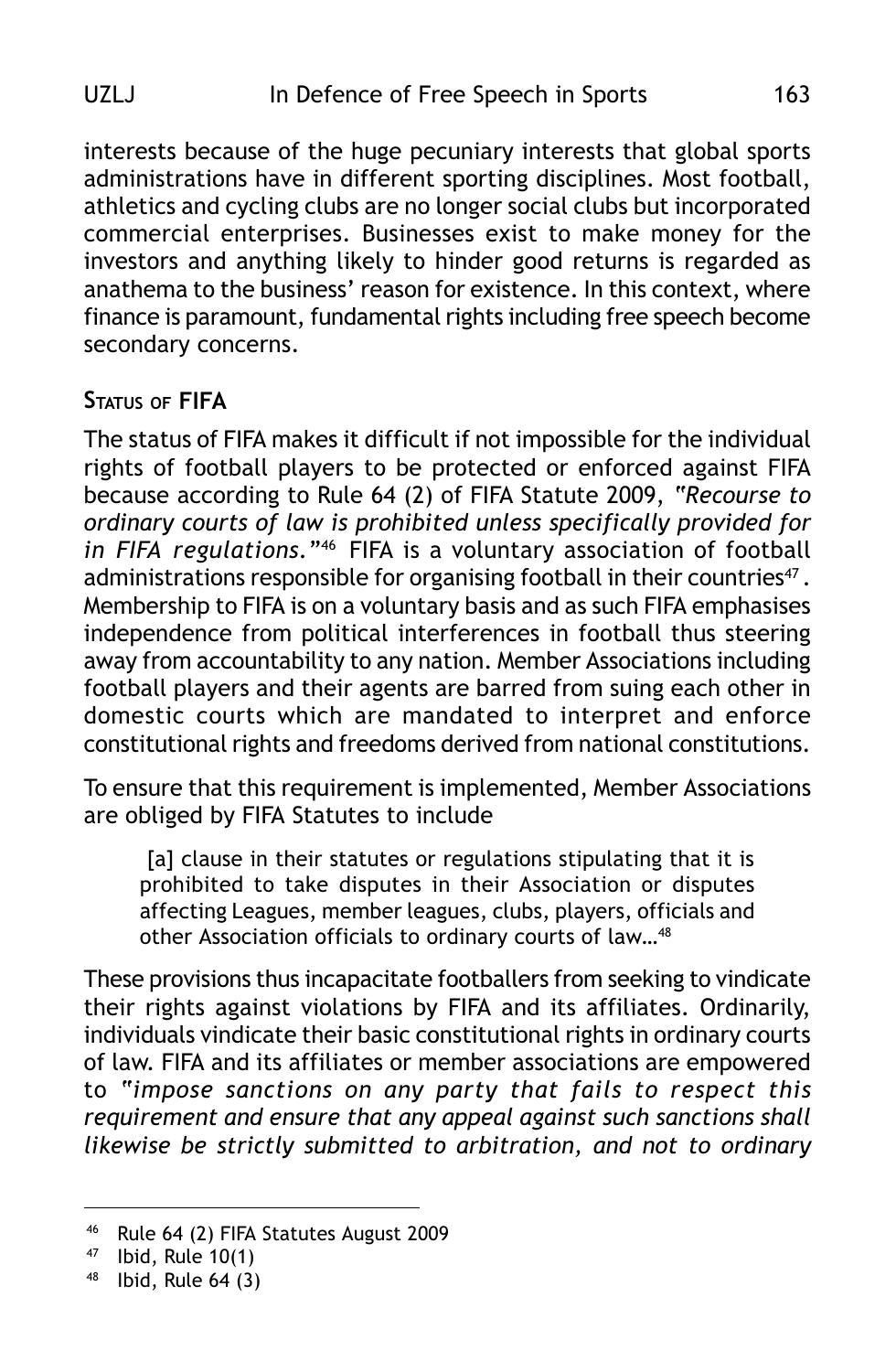interests because of the huge pecuniary interests that global sports administrations have in different sporting disciplines. Most football, athletics and cycling clubs are no longer social clubs but incorporated commercial enterprises. Businesses exist to make money for the investors and anything likely to hinder good returns is regarded as anathema to the business' reason for existence. In this context, where finance is paramount, fundamental rights including free speech become secondary concerns.

### Status of FIFA

The status of FIFA makes it difficult if not impossible for the individual rights of football players to be protected or enforced against FIFA because according to Rule 64 (2) of FIFA Statute 2009, *"Recourse to ordinary courts of law is prohibited unless specifically provided for in FIFA regulations."*[46] FIFA is a voluntary association of football administrations responsible for organising football in their countries[47]. Membership to FIFA is on a voluntary basis and as such FIFA emphasises independence from political interferences in football thus steering away from accountability to any nation. Member Associations including football players and their agents are barred from suing each other in domestic courts which are mandated to interpret and enforce constitutional rights and freedoms derived from national constitutions.

To ensure that this requirement is implemented, Member Associations are obliged by FIFA Statutes to include

> [a] clause in their statutes or regulations stipulating that it is prohibited to take disputes in their Association or disputes affecting Leagues, member leagues, clubs, players, officials and other Association officials to ordinary courts of law…[48]

These provisions thus incapacitate footballers from seeking to vindicate their rights against violations by FIFA and its affiliates. Ordinarily, individuals vindicate their basic constitutional rights in ordinary courts of law. FIFA and its affiliates or member associations are empowered to *"impose sanctions on any party that fails to respect this requirement and ensure that any appeal against such sanctions shall likewise be strictly submitted to arbitration, and not to ordinary*

---

[46] Rule 64 (2) FIFA Statutes August 2009

[47] Ibid, Rule 10(1)

[48] Ibid, Rule 64 (3)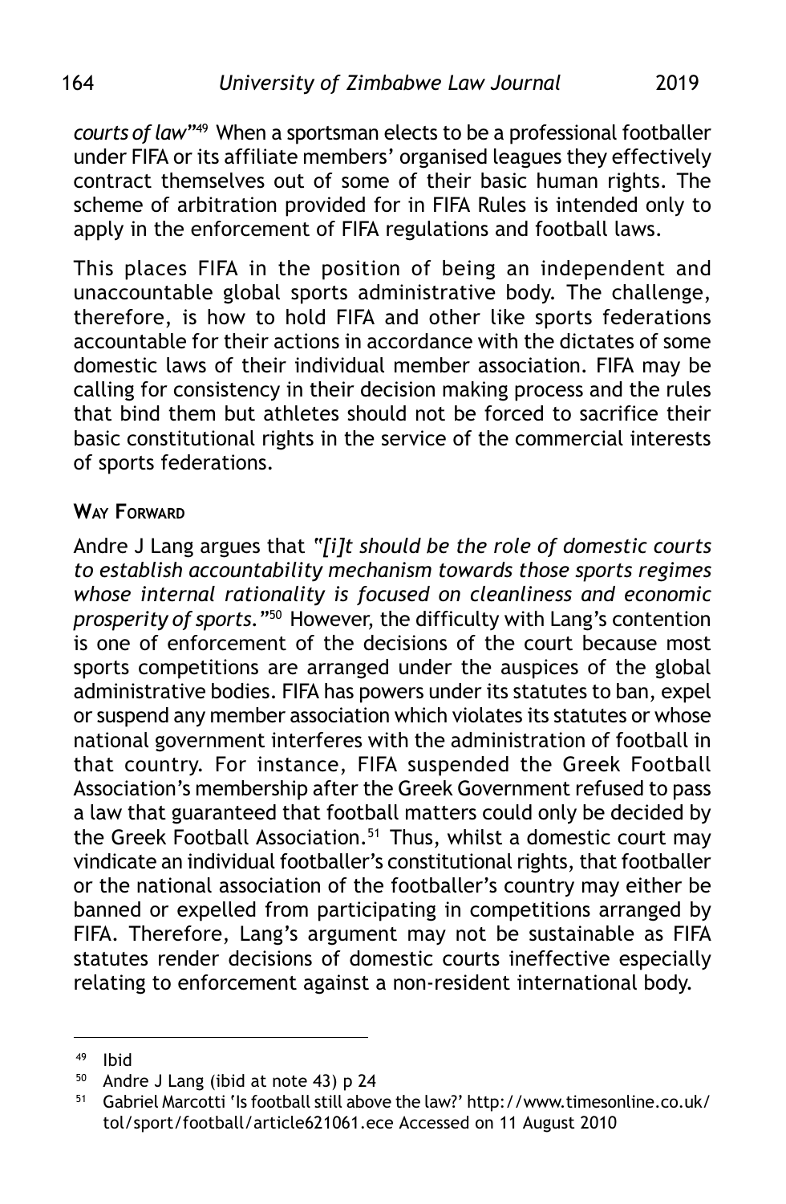*courts of law*"[49] When a sportsman elects to be a professional footballer under FIFA or its affiliate members' organised leagues they effectively contract themselves out of some of their basic human rights. The scheme of arbitration provided for in FIFA Rules is intended only to apply in the enforcement of FIFA regulations and football laws.

This places FIFA in the position of being an independent and unaccountable global sports administrative body. The challenge, therefore, is how to hold FIFA and other like sports federations accountable for their actions in accordance with the dictates of some domestic laws of their individual member association. FIFA may be calling for consistency in their decision making process and the rules that bind them but athletes should not be forced to sacrifice their basic constitutional rights in the service of the commercial interests of sports federations.

### Way Forward

Andre J Lang argues that *"[i]t should be the role of domestic courts to establish accountability mechanism towards those sports regimes whose internal rationality is focused on cleanliness and economic prosperity of sports."*[50] However, the difficulty with Lang's contention is one of enforcement of the decisions of the court because most sports competitions are arranged under the auspices of the global administrative bodies. FIFA has powers under its statutes to ban, expel or suspend any member association which violates its statutes or whose national government interferes with the administration of football in that country. For instance, FIFA suspended the Greek Football Association's membership after the Greek Government refused to pass a law that guaranteed that football matters could only be decided by the Greek Football Association.[51] Thus, whilst a domestic court may vindicate an individual footballer's constitutional rights, that footballer or the national association of the footballer's country may either be banned or expelled from participating in competitions arranged by FIFA. Therefore, Lang's argument may not be sustainable as FIFA statutes render decisions of domestic courts ineffective especially relating to enforcement against a non-resident international body.

---

[49] Ibid

[50] Andre J Lang (ibid at note 43) p 24

[51] Gabriel Marcotti 'Is football still above the law?' http://www.timesonline.co.uk/tol/sport/football/article621061.ece Accessed on 11 August 2010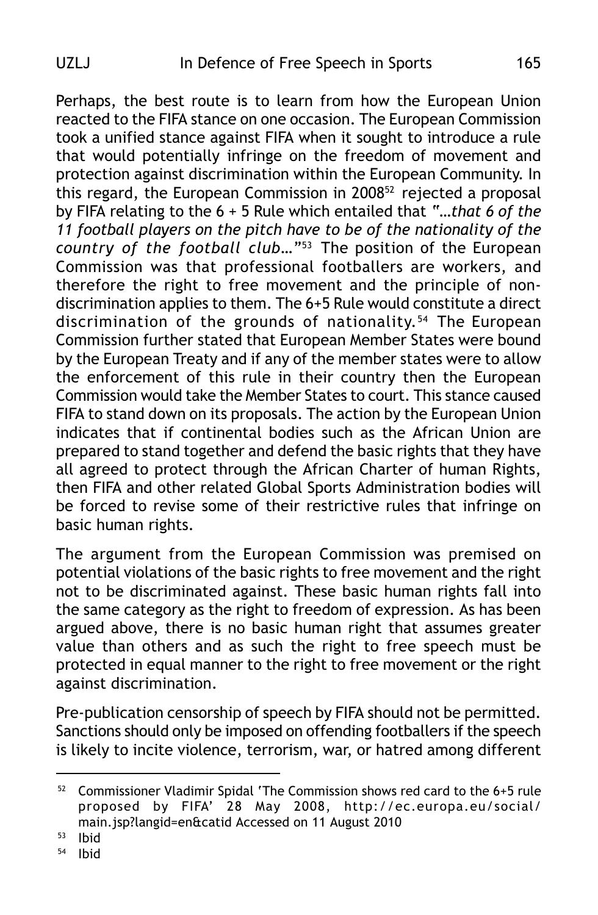Perhaps, the best route is to learn from how the European Union reacted to the FIFA stance on one occasion. The European Commission took a unified stance against FIFA when it sought to introduce a rule that would potentially infringe on the freedom of movement and protection against discrimination within the European Community. In this regard, the European Commission in 2008[52] rejected a proposal by FIFA relating to the 6 + 5 Rule which entailed that *"…that 6 of the 11 football players on the pitch have to be of the nationality of the country of the football club…"*[53] The position of the European Commission was that professional footballers are workers, and therefore the right to free movement and the principle of non-discrimination applies to them. The 6+5 Rule would constitute a direct discrimination of the grounds of nationality.[54] The European Commission further stated that European Member States were bound by the European Treaty and if any of the member states were to allow the enforcement of this rule in their country then the European Commission would take the Member States to court. This stance caused FIFA to stand down on its proposals. The action by the European Union indicates that if continental bodies such as the African Union are prepared to stand together and defend the basic rights that they have all agreed to protect through the African Charter of human Rights, then FIFA and other related Global Sports Administration bodies will be forced to revise some of their restrictive rules that infringe on basic human rights.

The argument from the European Commission was premised on potential violations of the basic rights to free movement and the right not to be discriminated against. These basic human rights fall into the same category as the right to freedom of expression. As has been argued above, there is no basic human right that assumes greater value than others and as such the right to free speech must be protected in equal manner to the right to free movement or the right against discrimination.

Pre-publication censorship of speech by FIFA should not be permitted. Sanctions should only be imposed on offending footballers if the speech is likely to incite violence, terrorism, war, or hatred among different

---

[52] Commissioner Vladimir Spidal 'The Commission shows red card to the 6+5 rule proposed by FIFA' 28 May 2008, http://ec.europa.eu/social/main.jsp?langid=en&catid Accessed on 11 August 2010

[53] Ibid

[54] Ibid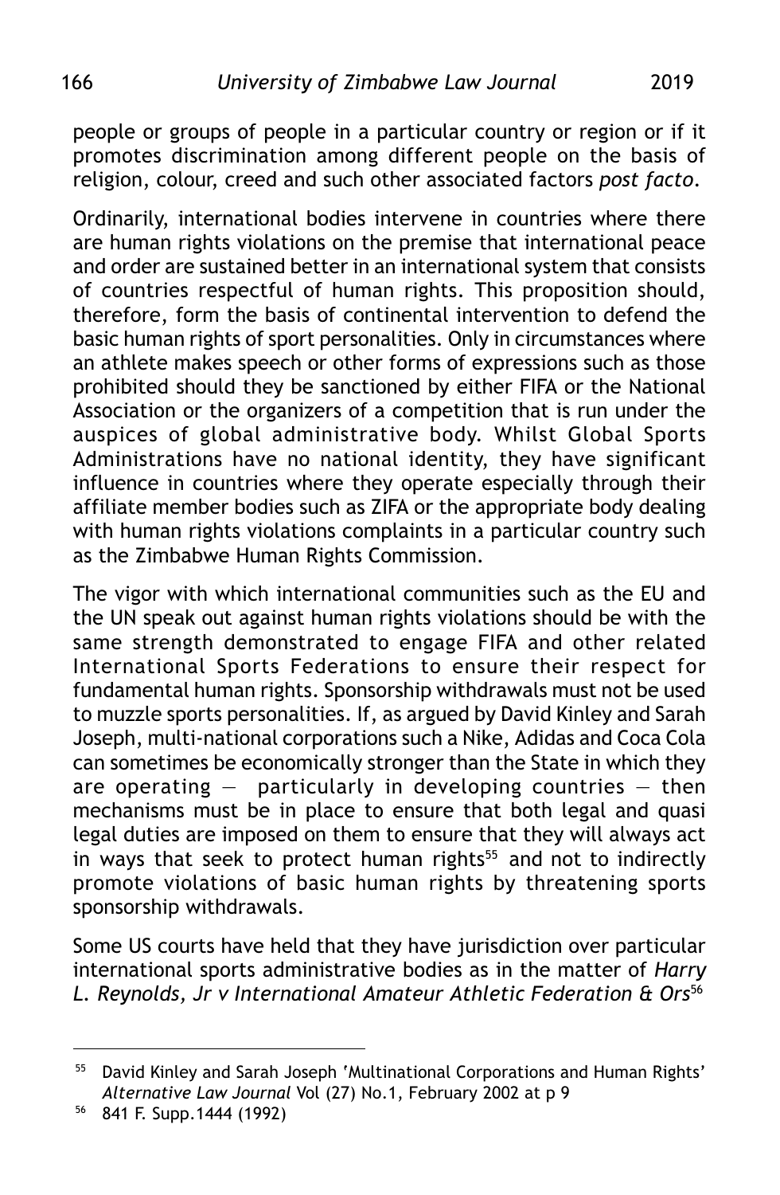people or groups of people in a particular country or region or if it promotes discrimination among different people on the basis of religion, colour, creed and such other associated factors *post facto*.

Ordinarily, international bodies intervene in countries where there are human rights violations on the premise that international peace and order are sustained better in an international system that consists of countries respectful of human rights. This proposition should, therefore, form the basis of continental intervention to defend the basic human rights of sport personalities. Only in circumstances where an athlete makes speech or other forms of expressions such as those prohibited should they be sanctioned by either FIFA or the National Association or the organizers of a competition that is run under the auspices of global administrative body. Whilst Global Sports Administrations have no national identity, they have significant influence in countries where they operate especially through their affiliate member bodies such as ZIFA or the appropriate body dealing with human rights violations complaints in a particular country such as the Zimbabwe Human Rights Commission.

The vigor with which international communities such as the EU and the UN speak out against human rights violations should be with the same strength demonstrated to engage FIFA and other related International Sports Federations to ensure their respect for fundamental human rights. Sponsorship withdrawals must not be used to muzzle sports personalities. If, as argued by David Kinley and Sarah Joseph, multi-national corporations such a Nike, Adidas and Coca Cola can sometimes be economically stronger than the State in which they are operating — particularly in developing countries — then mechanisms must be in place to ensure that both legal and quasi legal duties are imposed on them to ensure that they will always act in ways that seek to protect human rights[55] and not to indirectly promote violations of basic human rights by threatening sports sponsorship withdrawals.

Some US courts have held that they have jurisdiction over particular international sports administrative bodies as in the matter of *Harry L. Reynolds, Jr v International Amateur Athletic Federation & Ors*[56]

---

[55] David Kinley and Sarah Joseph 'Multinational Corporations and Human Rights' *Alternative Law Journal* Vol (27) No.1, February 2002 at p 9

[56] 841 F. Supp.1444 (1992)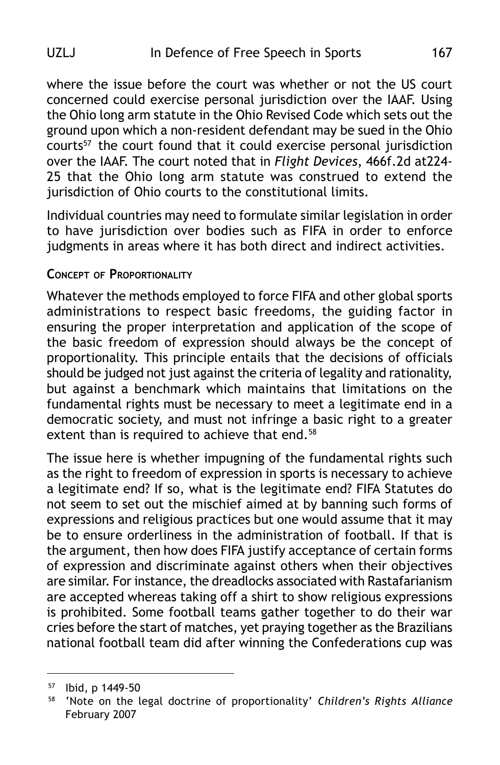where the issue before the court was whether or not the US court concerned could exercise personal jurisdiction over the IAAF. Using the Ohio long arm statute in the Ohio Revised Code which sets out the ground upon which a non-resident defendant may be sued in the Ohio courts[57] the court found that it could exercise personal jurisdiction over the IAAF. The court noted that in *Flight Devices*, 466f.2d at224-25 that the Ohio long arm statute was construed to extend the jurisdiction of Ohio courts to the constitutional limits.

Individual countries may need to formulate similar legislation in order to have jurisdiction over bodies such as FIFA in order to enforce judgments in areas where it has both direct and indirect activities.

### Concept of Proportionality

Whatever the methods employed to force FIFA and other global sports administrations to respect basic freedoms, the guiding factor in ensuring the proper interpretation and application of the scope of the basic freedom of expression should always be the concept of proportionality. This principle entails that the decisions of officials should be judged not just against the criteria of legality and rationality, but against a benchmark which maintains that limitations on the fundamental rights must be necessary to meet a legitimate end in a democratic society, and must not infringe a basic right to a greater extent than is required to achieve that end.[58]

The issue here is whether impugning of the fundamental rights such as the right to freedom of expression in sports is necessary to achieve a legitimate end? If so, what is the legitimate end? FIFA Statutes do not seem to set out the mischief aimed at by banning such forms of expressions and religious practices but one would assume that it may be to ensure orderliness in the administration of football. If that is the argument, then how does FIFA justify acceptance of certain forms of expression and discriminate against others when their objectives are similar. For instance, the dreadlocks associated with Rastafarianism are accepted whereas taking off a shirt to show religious expressions is prohibited. Some football teams gather together to do their war cries before the start of matches, yet praying together as the Brazilians national football team did after winning the Confederations cup was

---

[57] Ibid, p 1449-50

[58] 'Note on the legal doctrine of proportionality' *Children's Rights Alliance* February 2007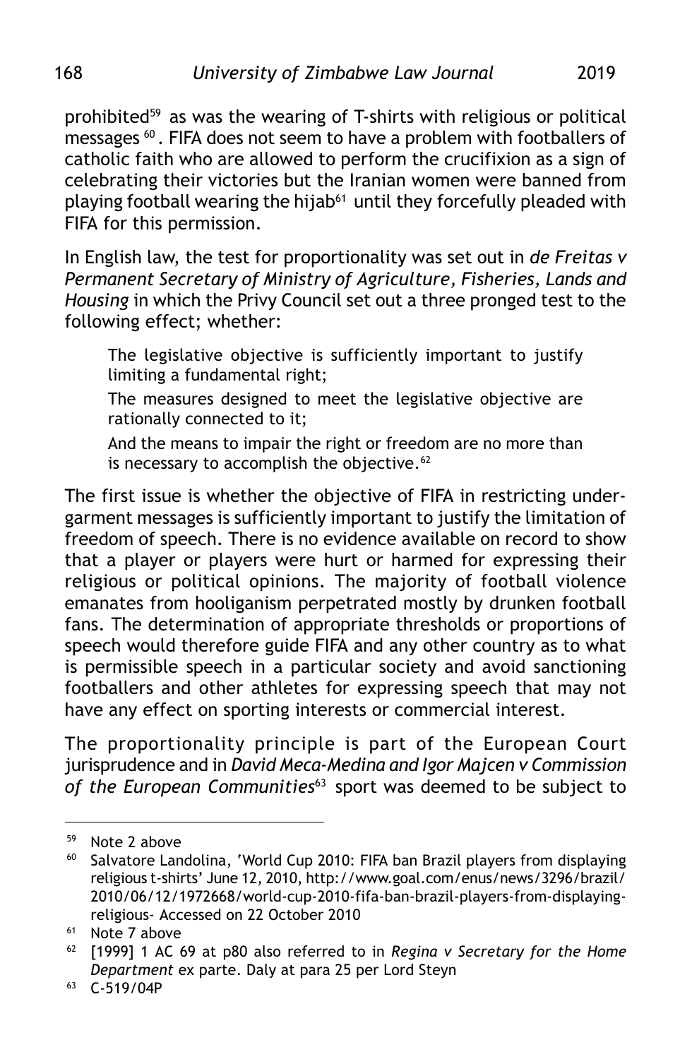prohibited[59] as was the wearing of T-shirts with religious or political messages [60]. FIFA does not seem to have a problem with footballers of catholic faith who are allowed to perform the crucifixion as a sign of celebrating their victories but the Iranian women were banned from playing football wearing the hijab[61] until they forcefully pleaded with FIFA for this permission.

In English law, the test for proportionality was set out in *de Freitas v Permanent Secretary of Ministry of Agriculture, Fisheries, Lands and Housing* in which the Privy Council set out a three pronged test to the following effect; whether:

> The legislative objective is sufficiently important to justify limiting a fundamental right;
>
> The measures designed to meet the legislative objective are rationally connected to it;
>
> And the means to impair the right or freedom are no more than is necessary to accomplish the objective.[62]

The first issue is whether the objective of FIFA in restricting under-garment messages is sufficiently important to justify the limitation of freedom of speech. There is no evidence available on record to show that a player or players were hurt or harmed for expressing their religious or political opinions. The majority of football violence emanates from hooliganism perpetrated mostly by drunken football fans. The determination of appropriate thresholds or proportions of speech would therefore guide FIFA and any other country as to what is permissible speech in a particular society and avoid sanctioning footballers and other athletes for expressing speech that may not have any effect on sporting interests or commercial interest.

The proportionality principle is part of the European Court jurisprudence and in *David Meca-Medina and Igor Majcen v Commission of the European Communities*[63] sport was deemed to be subject to

---

[59] Note 2 above

[60] Salvatore Landolina, 'World Cup 2010: FIFA ban Brazil players from displaying religious t-shirts' June 12, 2010, http://www.goal.com/enus/news/3296/brazil/2010/06/12/1972668/world-cup-2010-fifa-ban-brazil-players-from-displaying-religious- Accessed on 22 October 2010

[61] Note 7 above

[62] [1999] 1 AC 69 at p80 also referred to in *Regina v Secretary for the Home Department* ex parte. Daly at para 25 per Lord Steyn

[63] C-519/04P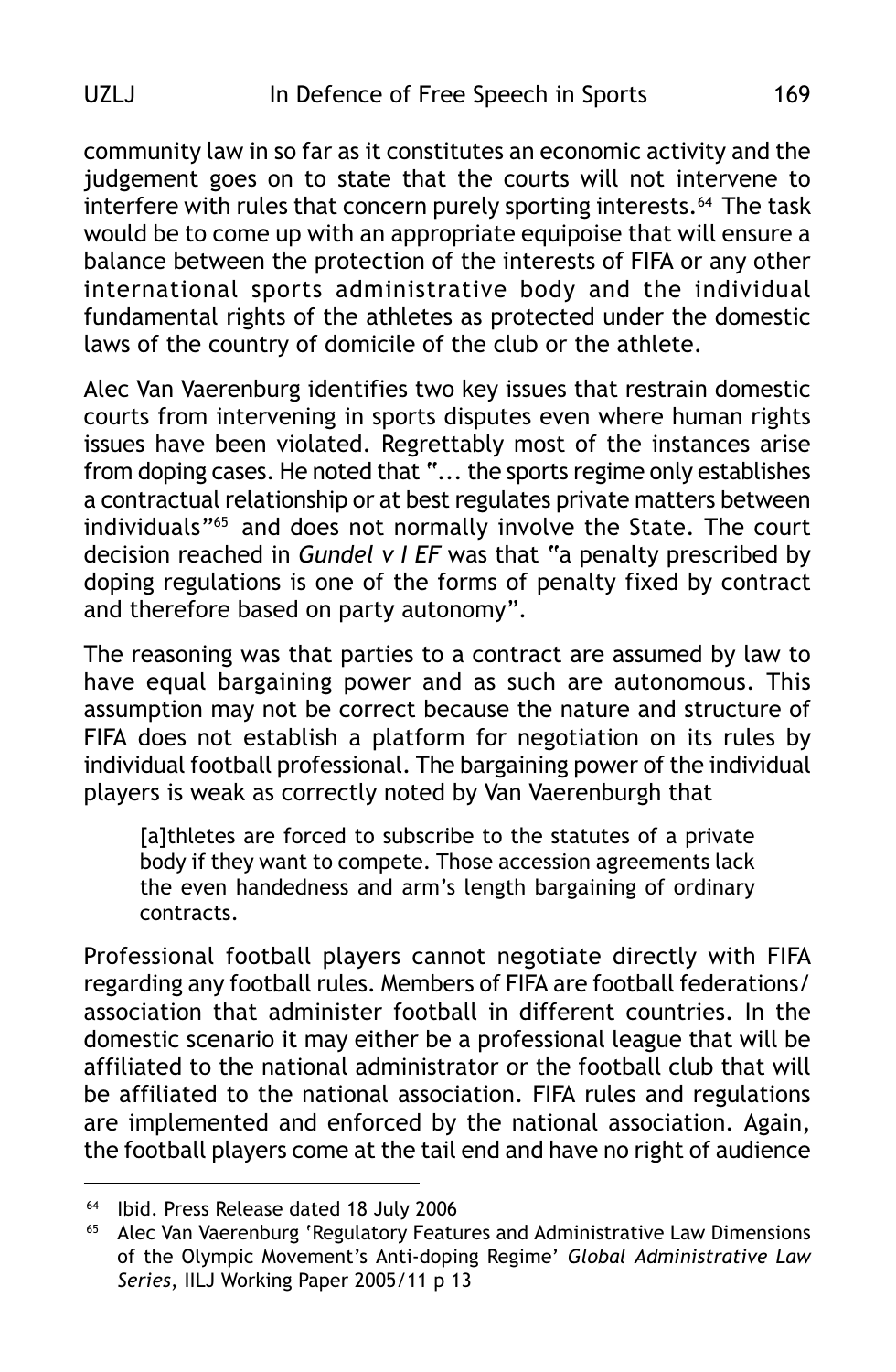community law in so far as it constitutes an economic activity and the judgement goes on to state that the courts will not intervene to interfere with rules that concern purely sporting interests.[64] The task would be to come up with an appropriate equipoise that will ensure a balance between the protection of the interests of FIFA or any other international sports administrative body and the individual fundamental rights of the athletes as protected under the domestic laws of the country of domicile of the club or the athlete.

Alec Van Vaerenburg identifies two key issues that restrain domestic courts from intervening in sports disputes even where human rights issues have been violated. Regrettably most of the instances arise from doping cases. He noted that "... the sports regime only establishes a contractual relationship or at best regulates private matters between individuals"[65] and does not normally involve the State. The court decision reached in *Gundel v I EF* was that "a penalty prescribed by doping regulations is one of the forms of penalty fixed by contract and therefore based on party autonomy".

The reasoning was that parties to a contract are assumed by law to have equal bargaining power and as such are autonomous. This assumption may not be correct because the nature and structure of FIFA does not establish a platform for negotiation on its rules by individual football professional. The bargaining power of the individual players is weak as correctly noted by Van Vaerenburgh that

> [a]thletes are forced to subscribe to the statutes of a private body if they want to compete. Those accession agreements lack the even handedness and arm's length bargaining of ordinary contracts.

Professional football players cannot negotiate directly with FIFA regarding any football rules. Members of FIFA are football federations/ association that administer football in different countries. In the domestic scenario it may either be a professional league that will be affiliated to the national administrator or the football club that will be affiliated to the national association. FIFA rules and regulations are implemented and enforced by the national association. Again, the football players come at the tail end and have no right of audience

---

[64] Ibid. Press Release dated 18 July 2006

[65] Alec Van Vaerenburg 'Regulatory Features and Administrative Law Dimensions of the Olympic Movement's Anti-doping Regime' *Global Administrative Law Series*, IILJ Working Paper 2005/11 p 13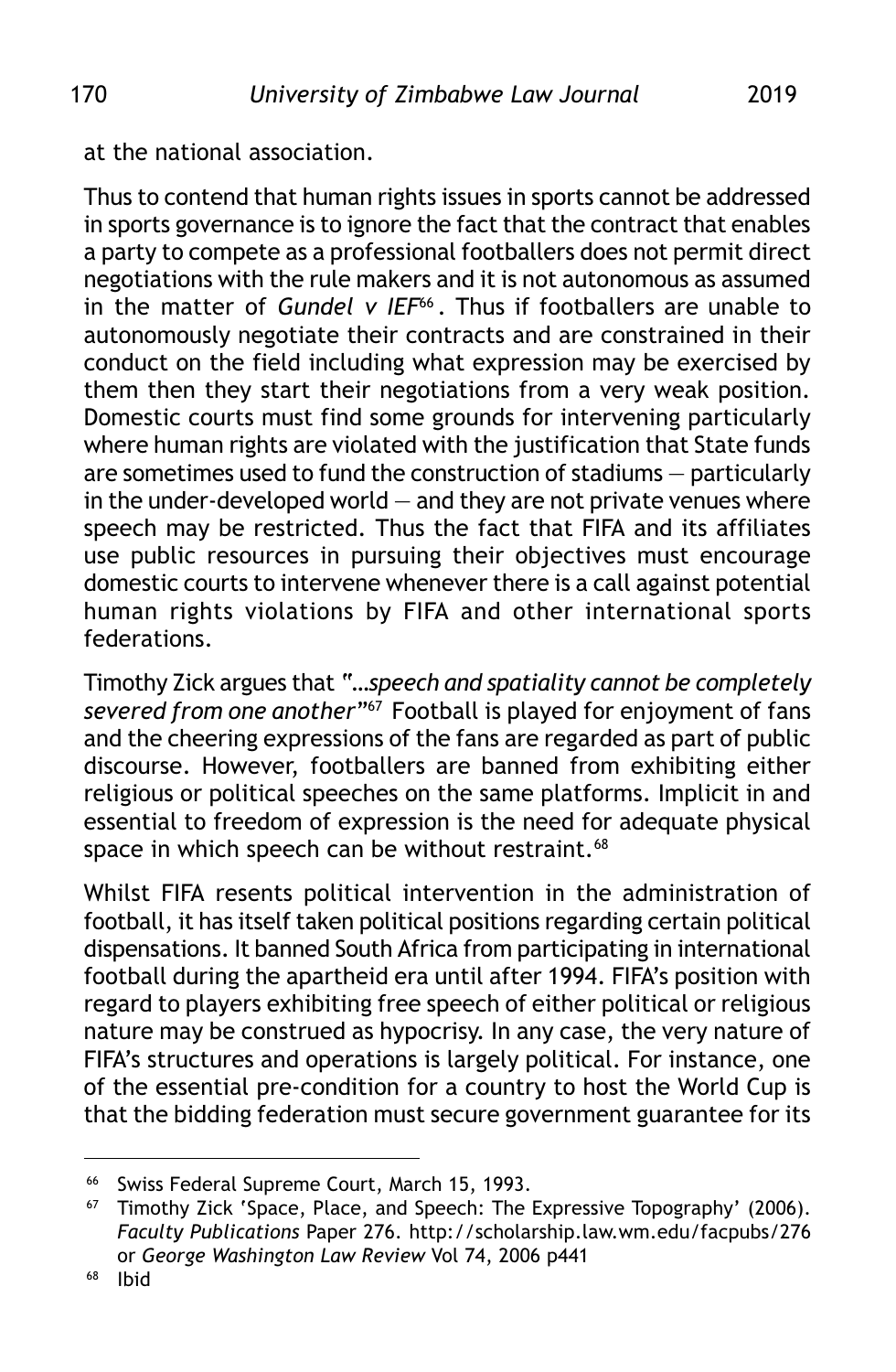at the national association.

Thus to contend that human rights issues in sports cannot be addressed in sports governance is to ignore the fact that the contract that enables a party to compete as a professional footballers does not permit direct negotiations with the rule makers and it is not autonomous as assumed in the matter of *Gundel v IEF*[66]. Thus if footballers are unable to autonomously negotiate their contracts and are constrained in their conduct on the field including what expression may be exercised by them then they start their negotiations from a very weak position. Domestic courts must find some grounds for intervening particularly where human rights are violated with the justification that State funds are sometimes used to fund the construction of stadiums — particularly in the under-developed world — and they are not private venues where speech may be restricted. Thus the fact that FIFA and its affiliates use public resources in pursuing their objectives must encourage domestic courts to intervene whenever there is a call against potential human rights violations by FIFA and other international sports federations.

Timothy Zick argues that *"…speech and spatiality cannot be completely severed from one another"*[67] Football is played for enjoyment of fans and the cheering expressions of the fans are regarded as part of public discourse. However, footballers are banned from exhibiting either religious or political speeches on the same platforms. Implicit in and essential to freedom of expression is the need for adequate physical space in which speech can be without restraint.[68]

Whilst FIFA resents political intervention in the administration of football, it has itself taken political positions regarding certain political dispensations. It banned South Africa from participating in international football during the apartheid era until after 1994. FIFA's position with regard to players exhibiting free speech of either political or religious nature may be construed as hypocrisy. In any case, the very nature of FIFA's structures and operations is largely political. For instance, one of the essential pre-condition for a country to host the World Cup is that the bidding federation must secure government guarantee for its

---

[66] Swiss Federal Supreme Court, March 15, 1993.

[67] Timothy Zick 'Space, Place, and Speech: The Expressive Topography' (2006). *Faculty Publications* Paper 276. http://scholarship.law.wm.edu/facpubs/276 or *George Washington Law Review* Vol 74, 2006 p441

[68] Ibid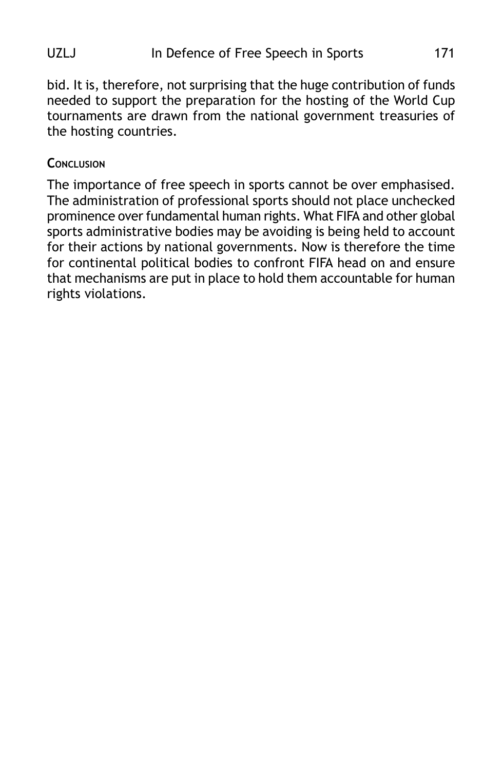bid. It is, therefore, not surprising that the huge contribution of funds needed to support the preparation for the hosting of the World Cup tournaments are drawn from the national government treasuries of the hosting countries.

## Conclusion

The importance of free speech in sports cannot be over emphasised. The administration of professional sports should not place unchecked prominence over fundamental human rights. What FIFA and other global sports administrative bodies may be avoiding is being held to account for their actions by national governments. Now is therefore the time for continental political bodies to confront FIFA head on and ensure that mechanisms are put in place to hold them accountable for human rights violations.